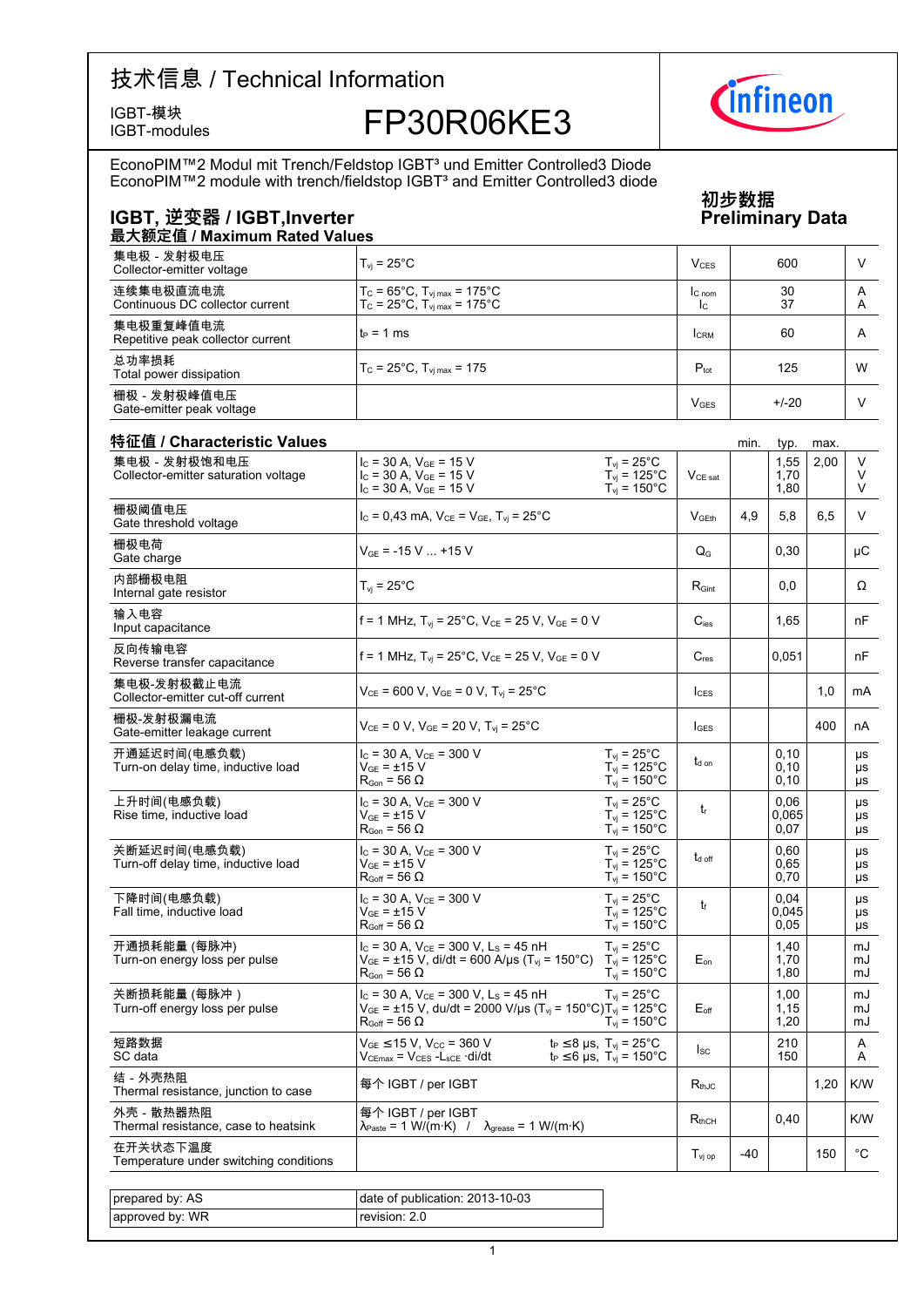# 技术信息 / Technical Information

IGBT-模块
IGBT-modules

**FP30R06KE3**

EconoPIM™2 Modul mit Trench/Feldstop IGBT³ und Emitter Controlled3 Diode
EconoPIM™2 module with trench/fieldstop IGBT³ and Emitter Controlled3 diode

**初步数据**
**Preliminary Data**

## IGBT, 逆变器 / IGBT,Inverter

### 最大额定值 / Maximum Rated Values

| Parameter | Conditions | Symbol | Value | Unit |
|---|---|---|---|---|
| 集电极 - 发射极电压<br>Collector-emitter voltage | $T_{vj}$ = 25°C | $V_{CES}$ | 600 | V |
| 连续集电极直流电流<br>Continuous DC collector current | $T_C$ = 65°C, $T_{vj\,max}$ = 175°C<br>$T_C$ = 25°C, $T_{vj\,max}$ = 175°C | $I_{C\,nom}$<br>$I_C$ | 30<br>37 | A<br>A |
| 集电极重复峰值电流<br>Repetitive peak collector current | $t_P$ = 1 ms | $I_{CRM}$ | 60 | A |
| 总功率损耗<br>Total power dissipation | $T_C$ = 25°C, $T_{vj\,max}$ = 175 | $P_{tot}$ | 125 | W |
| 栅极 - 发射极峰值电压<br>Gate-emitter peak voltage | | $V_{GES}$ | +/-20 | V |

### 特征值 / Characteristic Values

| Parameter | Conditions | | Symbol | min. | typ. | max. | Unit |
|---|---|---|---|---|---|---|---|
| 集电极 - 发射极饱和电压<br>Collector-emitter saturation voltage | $I_C$ = 30 A, $V_{GE}$ = 15 V<br>$I_C$ = 30 A, $V_{GE}$ = 15 V<br>$I_C$ = 30 A, $V_{GE}$ = 15 V | $T_{vj}$ = 25°C<br>$T_{vj}$ = 125°C<br>$T_{vj}$ = 150°C | $V_{CE\,sat}$ | | 1,55<br>1,70<br>1,80 | 2,00 | V<br>V<br>V |
| 栅极阈值电压<br>Gate threshold voltage | $I_C$ = 0,43 mA, $V_{CE}$ = $V_{GE}$, $T_{vj}$ = 25°C | | $V_{GEth}$ | 4,9 | 5,8 | 6,5 | V |
| 栅极电荷<br>Gate charge | $V_{GE}$ = -15 V ... +15 V | | $Q_G$ | | 0,30 | | µC |
| 内部栅极电阻<br>Internal gate resistor | $T_{vj}$ = 25°C | | $R_{Gint}$ | | 0,0 | | Ω |
| 输入电容<br>Input capacitance | f = 1 MHz, $T_{vj}$ = 25°C, $V_{CE}$ = 25 V, $V_{GE}$ = 0 V | | $C_{ies}$ | | 1,65 | | nF |
| 反向传输电容<br>Reverse transfer capacitance | f = 1 MHz, $T_{vj}$ = 25°C, $V_{CE}$ = 25 V, $V_{GE}$ = 0 V | | $C_{res}$ | | 0,051 | | nF |
| 集电极-发射极截止电流<br>Collector-emitter cut-off current | $V_{CE}$ = 600 V, $V_{GE}$ = 0 V, $T_{vj}$ = 25°C | | $I_{CES}$ | | | 1,0 | mA |
| 栅极-发射极漏电流<br>Gate-emitter leakage current | $V_{CE}$ = 0 V, $V_{GE}$ = 20 V, $T_{vj}$ = 25°C | | $I_{GES}$ | | | 400 | nA |
| 开通延迟时间(电感负载)<br>Turn-on delay time, inductive load | $I_C$ = 30 A, $V_{CE}$ = 300 V<br>$V_{GE}$ = ±15 V<br>$R_{Gon}$ = 56 Ω | $T_{vj}$ = 25°C<br>$T_{vj}$ = 125°C<br>$T_{vj}$ = 150°C | $t_{d\,on}$ | | 0,10<br>0,10<br>0,10 | | µs<br>µs<br>µs |
| 上升时间(电感负载)<br>Rise time, inductive load | $I_C$ = 30 A, $V_{CE}$ = 300 V<br>$V_{GE}$ = ±15 V<br>$R_{Gon}$ = 56 Ω | $T_{vj}$ = 25°C<br>$T_{vj}$ = 125°C<br>$T_{vj}$ = 150°C | $t_r$ | | 0,06<br>0,065<br>0,07 | | µs<br>µs<br>µs |
| 关断延迟时间(电感负载)<br>Turn-off delay time, inductive load | $I_C$ = 30 A, $V_{CE}$ = 300 V<br>$V_{GE}$ = ±15 V<br>$R_{Goff}$ = 56 Ω | $T_{vj}$ = 25°C<br>$T_{vj}$ = 125°C<br>$T_{vj}$ = 150°C | $t_{d\,off}$ | | 0,60<br>0,65<br>0,70 | | µs<br>µs<br>µs |
| 下降时间(电感负载)<br>Fall time, inductive load | $I_C$ = 30 A, $V_{CE}$ = 300 V<br>$V_{GE}$ = ±15 V<br>$R_{Goff}$ = 56 Ω | $T_{vj}$ = 25°C<br>$T_{vj}$ = 125°C<br>$T_{vj}$ = 150°C | $t_f$ | | 0,04<br>0,045<br>0,05 | | µs<br>µs<br>µs |
| 开通损耗能量 (每脉冲)<br>Turn-on energy loss per pulse | $I_C$ = 30 A, $V_{CE}$ = 300 V, $L_S$ = 45 nH<br>$V_{GE}$ = ±15 V, di/dt = 600 A/µs ($T_{vj}$ = 150°C)<br>$R_{Gon}$ = 56 Ω | $T_{vj}$ = 25°C<br>$T_{vj}$ = 125°C<br>$T_{vj}$ = 150°C | $E_{on}$ | | 1,40<br>1,70<br>1,80 | | mJ<br>mJ<br>mJ |
| 关断损耗能量 (每脉冲 )<br>Turn-off energy loss per pulse | $I_C$ = 30 A, $V_{CE}$ = 300 V, $L_S$ = 45 nH<br>$V_{GE}$ = ±15 V, du/dt = 2000 V/µs ($T_{vj}$ = 150°C)<br>$R_{Goff}$ = 56 Ω | $T_{vj}$ = 25°C<br>$T_{vj}$ = 125°C<br>$T_{vj}$ = 150°C | $E_{off}$ | | 1,00<br>1,15<br>1,20 | | mJ<br>mJ<br>mJ |
| 短路数据<br>SC data | $V_{GE}$ ≤15 V, $V_{CC}$ = 360 V<br>$V_{CEmax}$ = $V_{CES}$ -$L_{sCE}$ ·di/dt | $t_P$ ≤8 µs, $T_{vj}$ = 25°C<br>$t_P$ ≤6 µs, $T_{vj}$ = 150°C | $I_{SC}$ | | 210<br>150 | | A<br>A |
| 结 - 外壳热阻<br>Thermal resistance, junction to case | 每个 IGBT / per IGBT | | $R_{thJC}$ | | | 1,20 | K/W |
| 外壳 - 散热器热阻<br>Thermal resistance, case to heatsink | 每个 IGBT / per IGBT<br>$\lambda_{Paste}$ = 1 W/(m·K) / $\lambda_{grease}$ = 1 W/(m·K) | | $R_{thCH}$ | | 0,40 | | K/W |
| 在开关状态下温度<br>Temperature under switching conditions | | | $T_{vj\,op}$ | -40 | | 150 | °C |

| | |
|---|---|
| prepared by: AS | date of publication: 2013-10-03 |
| approved by: WR | revision: 2.0 |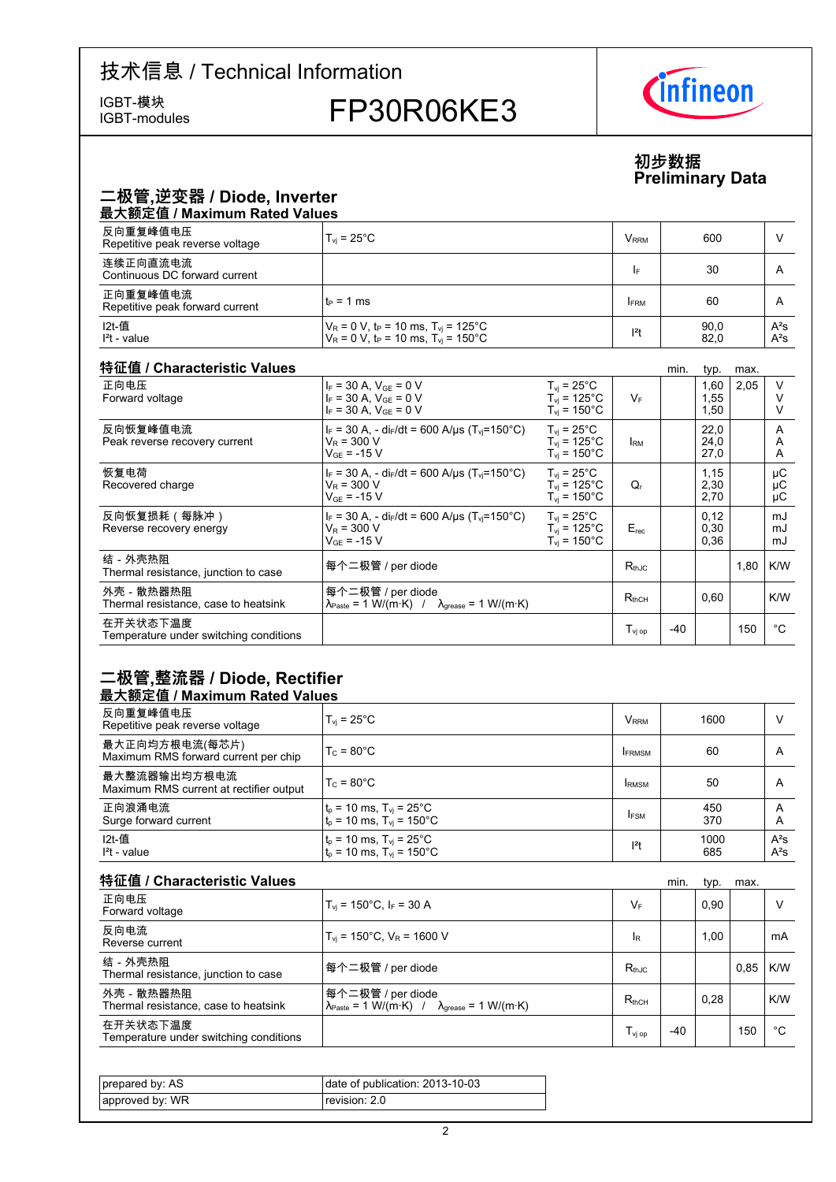# 技术信息 / Technical Information

IGBT-模块
IGBT-modules

# FP30R06KE3

**初步数据**
**Preliminary Data**

## 二极管,逆变器 / Diode, Inverter

### 最大额定值 / Maximum Rated Values

| | | | | |
|---|---|---|---|---|
| 反向重复峰值电压<br>Repetitive peak reverse voltage | $T_{vj}$ = 25°C | $V_{RRM}$ | 600 | V |
| 连续正向直流电流<br>Continuous DC forward current | | $I_F$ | 30 | A |
| 正向重复峰值电流<br>Repetitive peak forward current | $t_P$ = 1 ms | $I_{FRM}$ | 60 | A |
| I2t-值<br>$I^2t$ - value | $V_R$ = 0 V, $t_P$ = 10 ms, $T_{vj}$ = 125°C<br>$V_R$ = 0 V, $t_P$ = 10 ms, $T_{vj}$ = 150°C | $I^2t$ | 90,0<br>82,0 | $A^2s$<br>$A^2s$ |

### 特征值 / Characteristic Values

| | | | | min. | typ. | max. | |
|---|---|---|---|---|---|---|---|
| 正向电压<br>Forward voltage | $I_F$ = 30 A, $V_{GE}$ = 0 V<br>$I_F$ = 30 A, $V_{GE}$ = 0 V<br>$I_F$ = 30 A, $V_{GE}$ = 0 V | $T_{vj}$ = 25°C<br>$T_{vj}$ = 125°C<br>$T_{vj}$ = 150°C | $V_F$ | | 1,60<br>1,55<br>1,50 | 2,05 | V<br>V<br>V |
| 反向恢复峰值电流<br>Peak reverse recovery current | $I_F$ = 30 A, - $di_F/dt$ = 600 A/µs ($T_{vj}$=150°C)<br>$V_R$ = 300 V<br>$V_{GE}$ = -15 V | $T_{vj}$ = 25°C<br>$T_{vj}$ = 125°C<br>$T_{vj}$ = 150°C | $I_{RM}$ | | 22,0<br>24,0<br>27,0 | | A<br>A<br>A |
| 恢复电荷<br>Recovered charge | $I_F$ = 30 A, - $di_F/dt$ = 600 A/µs ($T_{vj}$=150°C)<br>$V_R$ = 300 V<br>$V_{GE}$ = -15 V | $T_{vj}$ = 25°C<br>$T_{vj}$ = 125°C<br>$T_{vj}$ = 150°C | $Q_r$ | | 1,15<br>2,30<br>2,70 | | µC<br>µC<br>µC |
| 反向恢复损耗（每脉冲）<br>Reverse recovery energy | $I_F$ = 30 A, - $di_F/dt$ = 600 A/µs ($T_{vj}$=150°C)<br>$V_R$ = 300 V<br>$V_{GE}$ = -15 V | $T_{vj}$ = 25°C<br>$T_{vj}$ = 125°C<br>$T_{vj}$ = 150°C | $E_{rec}$ | | 0,12<br>0,30<br>0,36 | | mJ<br>mJ<br>mJ |
| 结 - 外壳热阻<br>Thermal resistance, junction to case | 每个二极管 / per diode | | $R_{thJC}$ | | | 1,80 | K/W |
| 外壳 - 散热器热阻<br>Thermal resistance, case to heatsink | 每个二极管 / per diode<br>$\lambda_{Paste}$ = 1 W/(m·K) / $\lambda_{grease}$ = 1 W/(m·K) | | $R_{thCH}$ | | 0,60 | | K/W |
| 在开关状态下温度<br>Temperature under switching conditions | | | $T_{vj\ op}$ | -40 | | 150 | °C |

## 二极管,整流器 / Diode, Rectifier

### 最大额定值 / Maximum Rated Values

| | | | | |
|---|---|---|---|---|
| 反向重复峰值电压<br>Repetitive peak reverse voltage | $T_{vj}$ = 25°C | $V_{RRM}$ | 1600 | V |
| 最大正向均方根电流(每芯片)<br>Maximum RMS forward current per chip | $T_C$ = 80°C | $I_{FRMSM}$ | 60 | A |
| 最大整流器输出均方根电流<br>Maximum RMS current at rectifier output | $T_C$ = 80°C | $I_{RMSM}$ | 50 | A |
| 正向浪涌电流<br>Surge forward current | $t_p$ = 10 ms, $T_{vj}$ = 25°C<br>$t_p$ = 10 ms, $T_{vj}$ = 150°C | $I_{FSM}$ | 450<br>370 | A<br>A |
| I2t-值<br>$I^2t$ - value | $t_p$ = 10 ms, $T_{vj}$ = 25°C<br>$t_p$ = 10 ms, $T_{vj}$ = 150°C | $I^2t$ | 1000<br>685 | $A^2s$<br>$A^2s$ |

### 特征值 / Characteristic Values

| | | | min. | typ. | max. | |
|---|---|---|---|---|---|---|
| 正向电压<br>Forward voltage | $T_{vj}$ = 150°C, $I_F$ = 30 A | $V_F$ | | 0,90 | | V |
| 反向电流<br>Reverse current | $T_{vj}$ = 150°C, $V_R$ = 1600 V | $I_R$ | | 1,00 | | mA |
| 结 - 外壳热阻<br>Thermal resistance, junction to case | 每个二极管 / per diode | $R_{thJC}$ | | | 0,85 | K/W |
| 外壳 - 散热器热阻<br>Thermal resistance, case to heatsink | 每个二极管 / per diode<br>$\lambda_{Paste}$ = 1 W/(m·K) / $\lambda_{grease}$ = 1 W/(m·K) | $R_{thCH}$ | | 0,28 | | K/W |
| 在开关状态下温度<br>Temperature under switching conditions | | $T_{vj\ op}$ | -40 | | 150 | °C |

| | |
|---|---|
| prepared by: AS | date of publication: 2013-10-03 |
| approved by: WR | revision: 2.0 |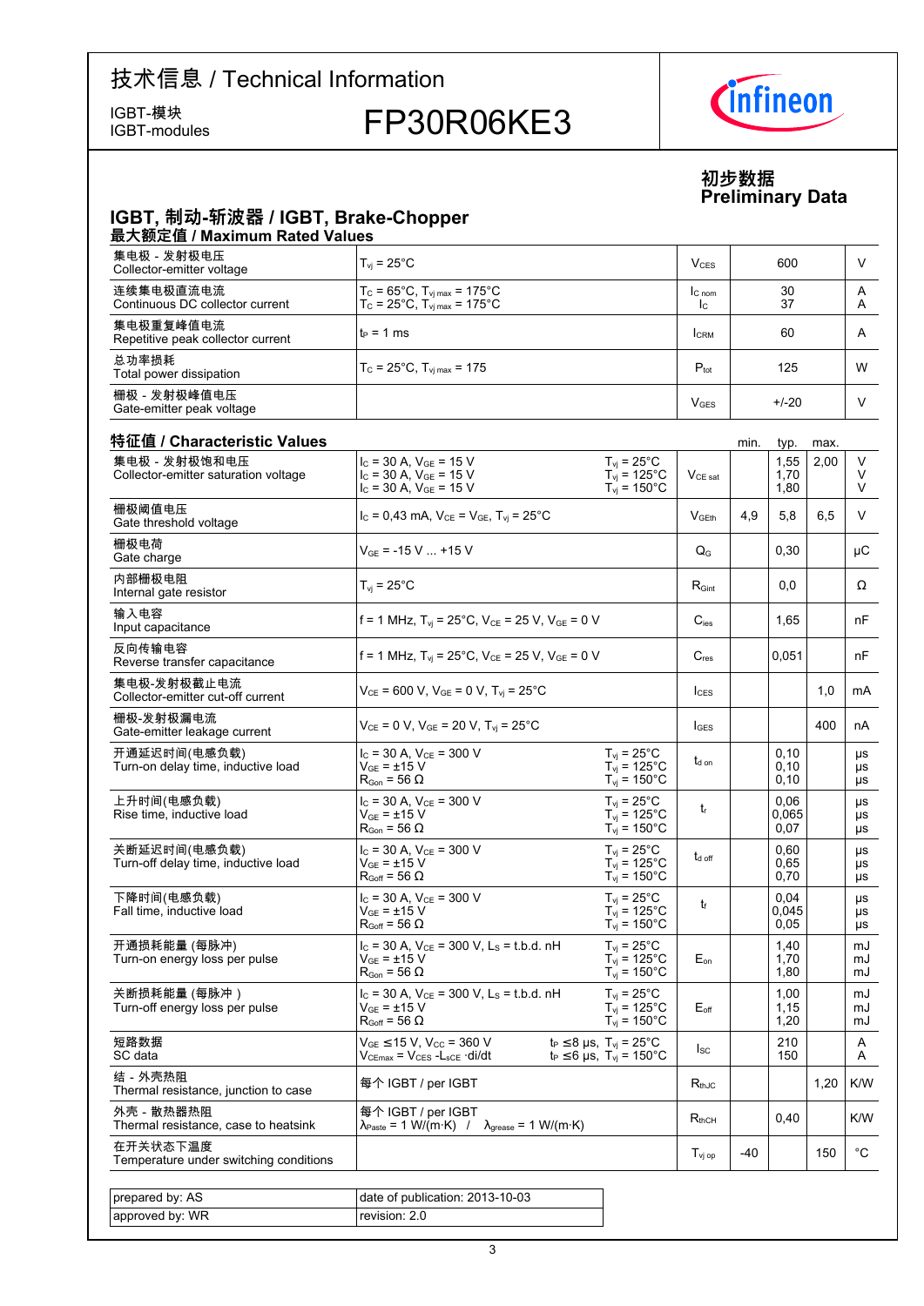# 技术信息 / Technical Information

IGBT-模块
IGBT-modules

## FP30R06KE3

**初步数据**
**Preliminary Data**

## IGBT, 制动-斩波器 / IGBT, Brake-Chopper

### 最大额定值 / Maximum Rated Values

| | | | | |
|---|---|---|---|---|
| 集电极 - 发射极电压<br>Collector-emitter voltage | $T_{vj}$ = 25°C | $V_{CES}$ | 600 | V |
| 连续集电极直流电流<br>Continuous DC collector current | $T_C$ = 65°C, $T_{vj\,max}$ = 175°C<br>$T_C$ = 25°C, $T_{vj\,max}$ = 175°C | $I_{C\,nom}$<br>$I_C$ | 30<br>37 | A<br>A |
| 集电极重复峰值电流<br>Repetitive peak collector current | $t_P$ = 1 ms | $I_{CRM}$ | 60 | A |
| 总功率损耗<br>Total power dissipation | $T_C$ = 25°C, $T_{vj\,max}$ = 175 | $P_{tot}$ | 125 | W |
| 栅极 - 发射极峰值电压<br>Gate-emitter peak voltage | | $V_{GES}$ | +/-20 | V |

### 特征值 / Characteristic Values

| | | | | min. | typ. | max. | |
|---|---|---|---|---|---|---|---|
| 集电极 - 发射极饱和电压<br>Collector-emitter saturation voltage | $I_C$ = 30 A, $V_{GE}$ = 15 V<br>$I_C$ = 30 A, $V_{GE}$ = 15 V<br>$I_C$ = 30 A, $V_{GE}$ = 15 V | $T_{vj}$ = 25°C<br>$T_{vj}$ = 125°C<br>$T_{vj}$ = 150°C | $V_{CE\,sat}$ | | 1,55<br>1,70<br>1,80 | 2,00 | V<br>V<br>V |
| 栅极阈值电压<br>Gate threshold voltage | $I_C$ = 0,43 mA, $V_{CE}$ = $V_{GE}$, $T_{vj}$ = 25°C | | $V_{GEth}$ | 4,9 | 5,8 | 6,5 | V |
| 栅极电荷<br>Gate charge | $V_{GE}$ = -15 V ... +15 V | | $Q_G$ | | 0,30 | | µC |
| 内部栅极电阻<br>Internal gate resistor | $T_{vj}$ = 25°C | | $R_{Gint}$ | | 0,0 | | Ω |
| 输入电容<br>Input capacitance | f = 1 MHz, $T_{vj}$ = 25°C, $V_{CE}$ = 25 V, $V_{GE}$ = 0 V | | $C_{ies}$ | | 1,65 | | nF |
| 反向传输电容<br>Reverse transfer capacitance | f = 1 MHz, $T_{vj}$ = 25°C, $V_{CE}$ = 25 V, $V_{GE}$ = 0 V | | $C_{res}$ | | 0,051 | | nF |
| 集电极-发射极截止电流<br>Collector-emitter cut-off current | $V_{CE}$ = 600 V, $V_{GE}$ = 0 V, $T_{vj}$ = 25°C | | $I_{CES}$ | | | 1,0 | mA |
| 栅极-发射极漏电流<br>Gate-emitter leakage current | $V_{CE}$ = 0 V, $V_{GE}$ = 20 V, $T_{vj}$ = 25°C | | $I_{GES}$ | | | 400 | nA |
| 开通延迟时间(电感负载)<br>Turn-on delay time, inductive load | $I_C$ = 30 A, $V_{CE}$ = 300 V<br>$V_{GE}$ = ±15 V<br>$R_{Gon}$ = 56 Ω | $T_{vj}$ = 25°C<br>$T_{vj}$ = 125°C<br>$T_{vj}$ = 150°C | $t_{d\,on}$ | | 0,10<br>0,10<br>0,10 | | µs<br>µs<br>µs |
| 上升时间(电感负载)<br>Rise time, inductive load | $I_C$ = 30 A, $V_{CE}$ = 300 V<br>$V_{GE}$ = ±15 V<br>$R_{Gon}$ = 56 Ω | $T_{vj}$ = 25°C<br>$T_{vj}$ = 125°C<br>$T_{vj}$ = 150°C | $t_r$ | | 0,06<br>0,065<br>0,07 | | µs<br>µs<br>µs |
| 关断延迟时间(电感负载)<br>Turn-off delay time, inductive load | $I_C$ = 30 A, $V_{CE}$ = 300 V<br>$V_{GE}$ = ±15 V<br>$R_{Goff}$ = 56 Ω | $T_{vj}$ = 25°C<br>$T_{vj}$ = 125°C<br>$T_{vj}$ = 150°C | $t_{d\,off}$ | | 0,60<br>0,65<br>0,70 | | µs<br>µs<br>µs |
| 下降时间(电感负载)<br>Fall time, inductive load | $I_C$ = 30 A, $V_{CE}$ = 300 V<br>$V_{GE}$ = ±15 V<br>$R_{Goff}$ = 56 Ω | $T_{vj}$ = 25°C<br>$T_{vj}$ = 125°C<br>$T_{vj}$ = 150°C | $t_f$ | | 0,04<br>0,045<br>0,05 | | µs<br>µs<br>µs |
| 开通损耗能量 (每脉冲)<br>Turn-on energy loss per pulse | $I_C$ = 30 A, $V_{CE}$ = 300 V, $L_S$ = t.b.d. nH<br>$V_{GE}$ = ±15 V<br>$R_{Gon}$ = 56 Ω | $T_{vj}$ = 25°C<br>$T_{vj}$ = 125°C<br>$T_{vj}$ = 150°C | $E_{on}$ | | 1,40<br>1,70<br>1,80 | | mJ<br>mJ<br>mJ |
| 关断损耗能量 (每脉冲 )<br>Turn-off energy loss per pulse | $I_C$ = 30 A, $V_{CE}$ = 300 V, $L_S$ = t.b.d. nH<br>$V_{GE}$ = ±15 V<br>$R_{Goff}$ = 56 Ω | $T_{vj}$ = 25°C<br>$T_{vj}$ = 125°C<br>$T_{vj}$ = 150°C | $E_{off}$ | | 1,00<br>1,15<br>1,20 | | mJ<br>mJ<br>mJ |
| 短路数据<br>SC data | $V_{GE}$ ≤15 V, $V_{CC}$ = 360 V<br>$V_{CEmax}$ = $V_{CES}$ -$L_{sCE}$ ·di/dt | $t_P$ ≤8 µs, $T_{vj}$ = 25°C<br>$t_P$ ≤6 µs, $T_{vj}$ = 150°C | $I_{SC}$ | | 210<br>150 | | A<br>A |
| 结 - 外壳热阻<br>Thermal resistance, junction to case | 每个 IGBT / per IGBT | | $R_{thJC}$ | | | 1,20 | K/W |
| 外壳 - 散热器热阻<br>Thermal resistance, case to heatsink | 每个 IGBT / per IGBT<br>$\lambda_{Paste}$ = 1 W/(m·K) / $\lambda_{grease}$ = 1 W/(m·K) | | $R_{thCH}$ | | 0,40 | | K/W |
| 在开关状态下温度<br>Temperature under switching conditions | | | $T_{vj\,op}$ | -40 | | 150 | °C |

| | |
|---|---|
| prepared by: AS | date of publication: 2013-10-03 |
| approved by: WR | revision: 2.0 |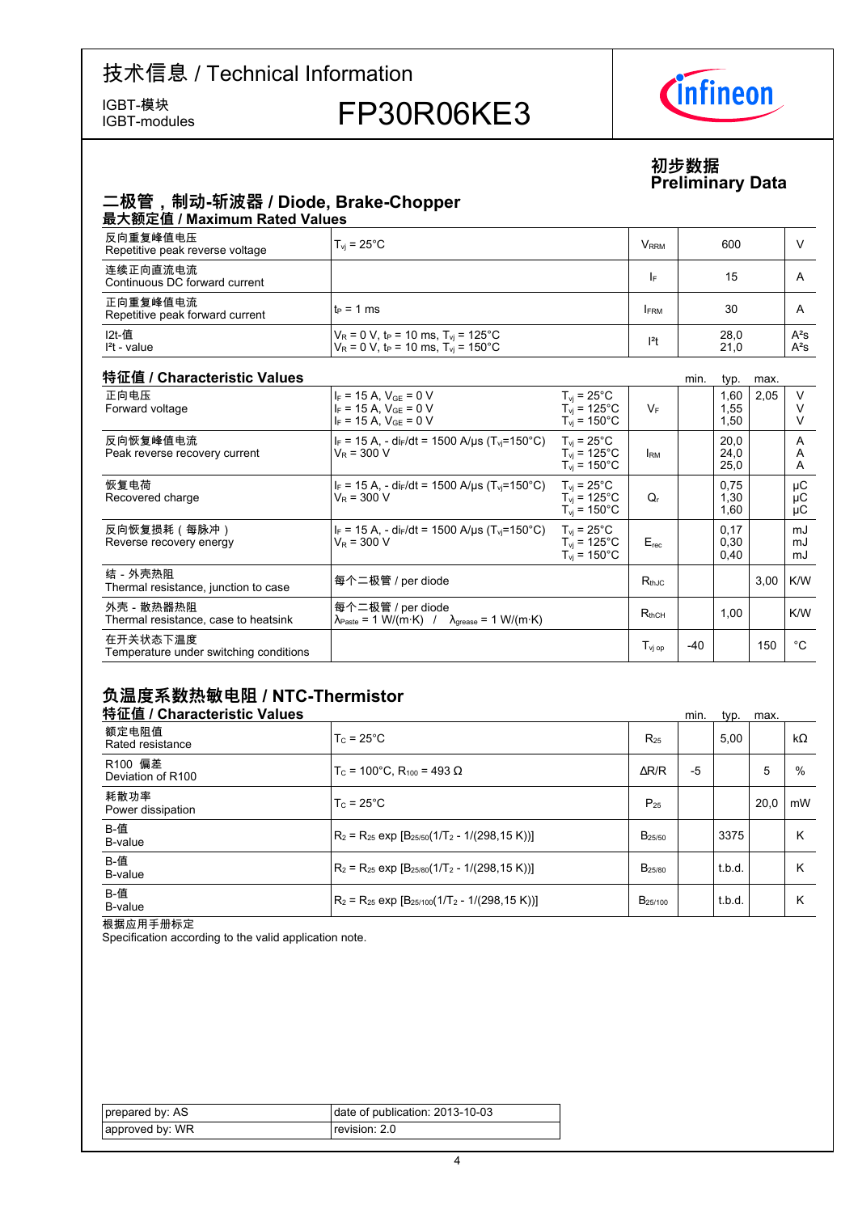技术信息 / Technical Information

IGBT-模块
IGBT-modules

# FP30R06KE3

**初步数据**
**Preliminary Data**

## 二极管，制动-斩波器 / Diode, Brake-Chopper

### 最大额定值 / Maximum Rated Values

| | | | | |
|---|---|---|---|---|
| 反向重复峰值电压<br>Repetitive peak reverse voltage | $T_{vj}$ = 25°C | $V_{RRM}$ | 600 | V |
| 连续正向直流电流<br>Continuous DC forward current | | $I_F$ | 15 | A |
| 正向重复峰值电流<br>Repetitive peak forward current | $t_P$ = 1 ms | $I_{FRM}$ | 30 | A |
| I2t-值<br>$I^2t$ - value | $V_R$ = 0 V, $t_P$ = 10 ms, $T_{vj}$ = 125°C<br>$V_R$ = 0 V, $t_P$ = 10 ms, $T_{vj}$ = 150°C | $I^2t$ | 28,0<br>21,0 | $A^2s$<br>$A^2s$ |

### 特征值 / Characteristic Values

| | | | | min. | typ. | max. | |
|---|---|---|---|---|---|---|---|
| 正向电压<br>Forward voltage | $I_F$ = 15 A, $V_{GE}$ = 0 V<br>$I_F$ = 15 A, $V_{GE}$ = 0 V<br>$I_F$ = 15 A, $V_{GE}$ = 0 V | $T_{vj}$ = 25°C<br>$T_{vj}$ = 125°C<br>$T_{vj}$ = 150°C | $V_F$ | | 1,60<br>1,55<br>1,50 | 2,05 | V<br>V<br>V |
| 反向恢复峰值电流<br>Peak reverse recovery current | $I_F$ = 15 A, - $di_F/dt$ = 1500 A/µs ($T_{vj}$=150°C)<br>$V_R$ = 300 V | $T_{vj}$ = 25°C<br>$T_{vj}$ = 125°C<br>$T_{vj}$ = 150°C | $I_{RM}$ | | 20,0<br>24,0<br>25,0 | | A<br>A<br>A |
| 恢复电荷<br>Recovered charge | $I_F$ = 15 A, - $di_F/dt$ = 1500 A/µs ($T_{vj}$=150°C)<br>$V_R$ = 300 V | $T_{vj}$ = 25°C<br>$T_{vj}$ = 125°C<br>$T_{vj}$ = 150°C | $Q_r$ | | 0,75<br>1,30<br>1,60 | | µC<br>µC<br>µC |
| 反向恢复损耗（每脉冲）<br>Reverse recovery energy | $I_F$ = 15 A, - $di_F/dt$ = 1500 A/µs ($T_{vj}$=150°C)<br>$V_R$ = 300 V | $T_{vj}$ = 25°C<br>$T_{vj}$ = 125°C<br>$T_{vj}$ = 150°C | $E_{rec}$ | | 0,17<br>0,30<br>0,40 | | mJ<br>mJ<br>mJ |
| 结 - 外壳热阻<br>Thermal resistance, junction to case | 每个二极管 / per diode | | $R_{thJC}$ | | | 3,00 | K/W |
| 外壳 - 散热器热阻<br>Thermal resistance, case to heatsink | 每个二极管 / per diode<br>$\lambda_{Paste}$ = 1 W/(m·K) / $\lambda_{grease}$ = 1 W/(m·K) | | $R_{thCH}$ | | 1,00 | | K/W |
| 在开关状态下温度<br>Temperature under switching conditions | | | $T_{vj\ op}$ | -40 | | 150 | °C |

## 负温度系数热敏电阻 / NTC-Thermistor

### 特征值 / Characteristic Values

| | | | min. | typ. | max. | |
|---|---|---|---|---|---|---|
| 额定电阻值<br>Rated resistance | $T_C$ = 25°C | $R_{25}$ | | 5,00 | | kΩ |
| R100 偏差<br>Deviation of R100 | $T_C$ = 100°C, $R_{100}$ = 493 Ω | ΔR/R | -5 | | 5 | % |
| 耗散功率<br>Power dissipation | $T_C$ = 25°C | $P_{25}$ | | | 20,0 | mW |
| B-值<br>B-value | $R_2 = R_{25}\ exp\ [B_{25/50}(1/T_2 - 1/(298,15\ K))]$ | $B_{25/50}$ | | 3375 | | K |
| B-值<br>B-value | $R_2 = R_{25}\ exp\ [B_{25/80}(1/T_2 - 1/(298,15\ K))]$ | $B_{25/80}$ | | t.b.d. | | K |
| B-值<br>B-value | $R_2 = R_{25}\ exp\ [B_{25/100}(1/T_2 - 1/(298,15\ K))]$ | $B_{25/100}$ | | t.b.d. | | K |

根据应用手册标定
Specification according to the valid application note.

| | |
|---|---|
| prepared by: AS | date of publication: 2013-10-03 |
| approved by: WR | revision: 2.0 |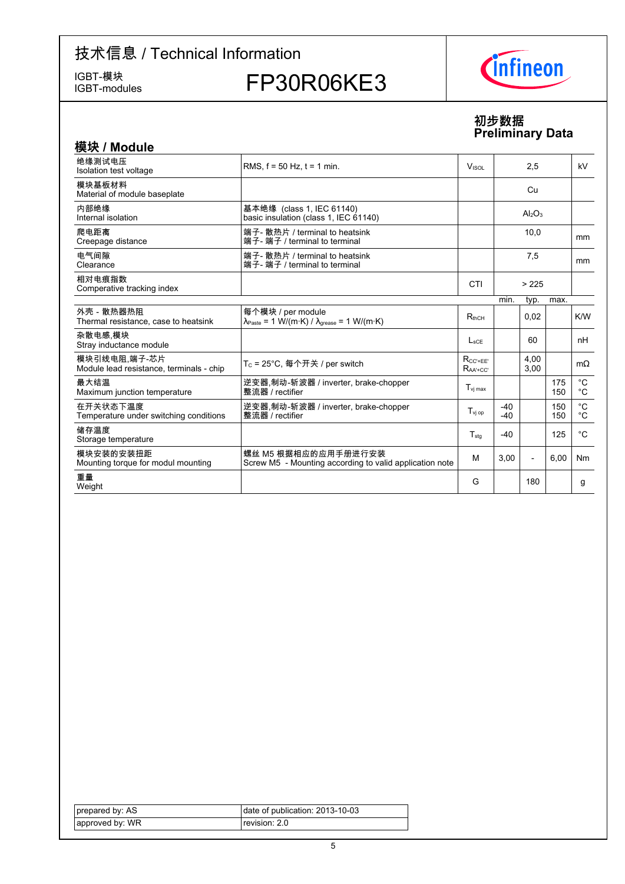# 技术信息 / Technical Information

IGBT-模块
IGBT-modules

## FP30R06KE3

**初步数据**
**Preliminary Data**

## 模块 / Module

| | | | | | | |
|---|---|---|---|---|---|---|
| 绝缘测试电压<br>Isolation test voltage | RMS, f = 50 Hz, t = 1 min. | $V_{ISOL}$ | | 2,5 | | kV |
| 模块基板材料<br>Material of module baseplate | | | | Cu | | |
| 内部绝缘<br>Internal isolation | 基本绝缘 (class 1, IEC 61140)<br>basic insulation (class 1, IEC 61140) | | | $Al_2O_3$ | | |
| 爬电距离<br>Creepage distance | 端子- 散热片 / terminal to heatsink<br>端子- 端子 / terminal to terminal | | | 10,0 | | mm |
| 电气间隙<br>Clearance | 端子- 散热片 / terminal to heatsink<br>端子- 端子 / terminal to terminal | | | 7,5 | | mm |
| 相对电痕指数<br>Comperative tracking index | | CTI | | > 225 | | |
| | | | min. | typ. | max. | |
| 外壳 - 散热器热阻<br>Thermal resistance, case to heatsink | 每个模块 / per module<br>$\lambda_{Paste}$ = 1 W/(m·K) / $\lambda_{grease}$ = 1 W/(m·K) | $R_{thCH}$ | | 0,02 | | K/W |
| 杂散电感,模块<br>Stray inductance module | | $L_{sCE}$ | | 60 | | nH |
| 模块引线电阻,端子-芯片<br>Module lead resistance, terminals - chip | $T_C$ = 25°C, 每个开关 / per switch | $R_{CC'+EE'}$<br>$R_{AA'+CC'}$ | | 4,00<br>3,00 | | mΩ |
| 最大结温<br>Maximum junction temperature | 逆变器,制动-斩波器 / inverter, brake-chopper<br>整流器 / rectifier | $T_{vj\,max}$ | | | 175<br>150 | °C<br>°C |
| 在开关状态下温度<br>Temperature under switching conditions | 逆变器,制动-斩波器 / inverter, brake-chopper<br>整流器 / rectifier | $T_{vj\,op}$ | -40<br>-40 | | 150<br>150 | °C<br>°C |
| 储存温度<br>Storage temperature | | $T_{stg}$ | -40 | | 125 | °C |
| 模块安装的安装扭距<br>Mounting torque for modul mounting | 螺丝 M5 根据相应的应用手册进行安装<br>Screw M5 - Mounting according to valid application note | M | 3,00 | - | 6,00 | Nm |
| 重量<br>Weight | | G | | 180 | | g |

| | |
|---|---|
| prepared by: AS | date of publication: 2013-10-03 |
| approved by: WR | revision: 2.0 |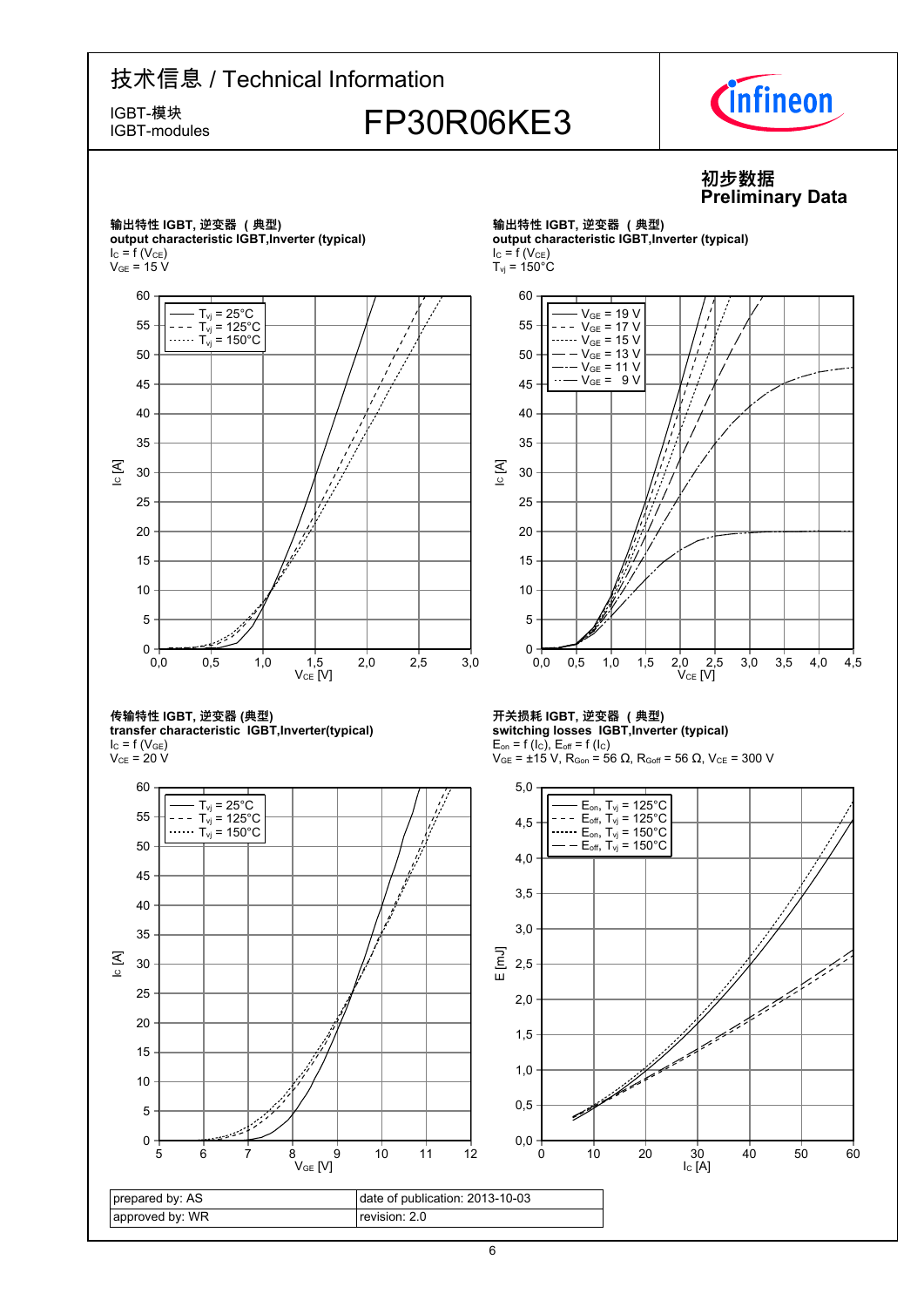# 技术信息 / Technical Information

IGBT-模块
IGBT-modules

## FP30R06KE3

**初步数据**
**Preliminary Data**

### 输出特性 IGBT, 逆变器 ( 典型)
**output characteristic IGBT,Inverter (typical)**

$I_C = f(V_{CE})$
$V_{GE} = 15\ V$

### 输出特性 IGBT, 逆变器 ( 典型)
**output characteristic IGBT,Inverter (typical)**

$I_C = f(V_{CE})$
$T_{vj} = 150°C$

### 传输特性 IGBT, 逆变器 (典型)
**transfer characteristic IGBT,Inverter(typical)**

$I_C = f(V_{GE})$
$V_{CE} = 20\ V$

### 开关损耗 IGBT, 逆变器 ( 典型)
**switching losses IGBT,Inverter (typical)**

$E_{on} = f(I_C)$, $E_{off} = f(I_C)$
$V_{GE} = \pm 15\ V$, $R_{Gon} = 56\ \Omega$, $R_{Goff} = 56\ \Omega$, $V_{CE} = 300\ V$

| prepared by: AS | date of publication: 2013-10-03 |
| --- | --- |
| approved by: WR | revision: 2.0 |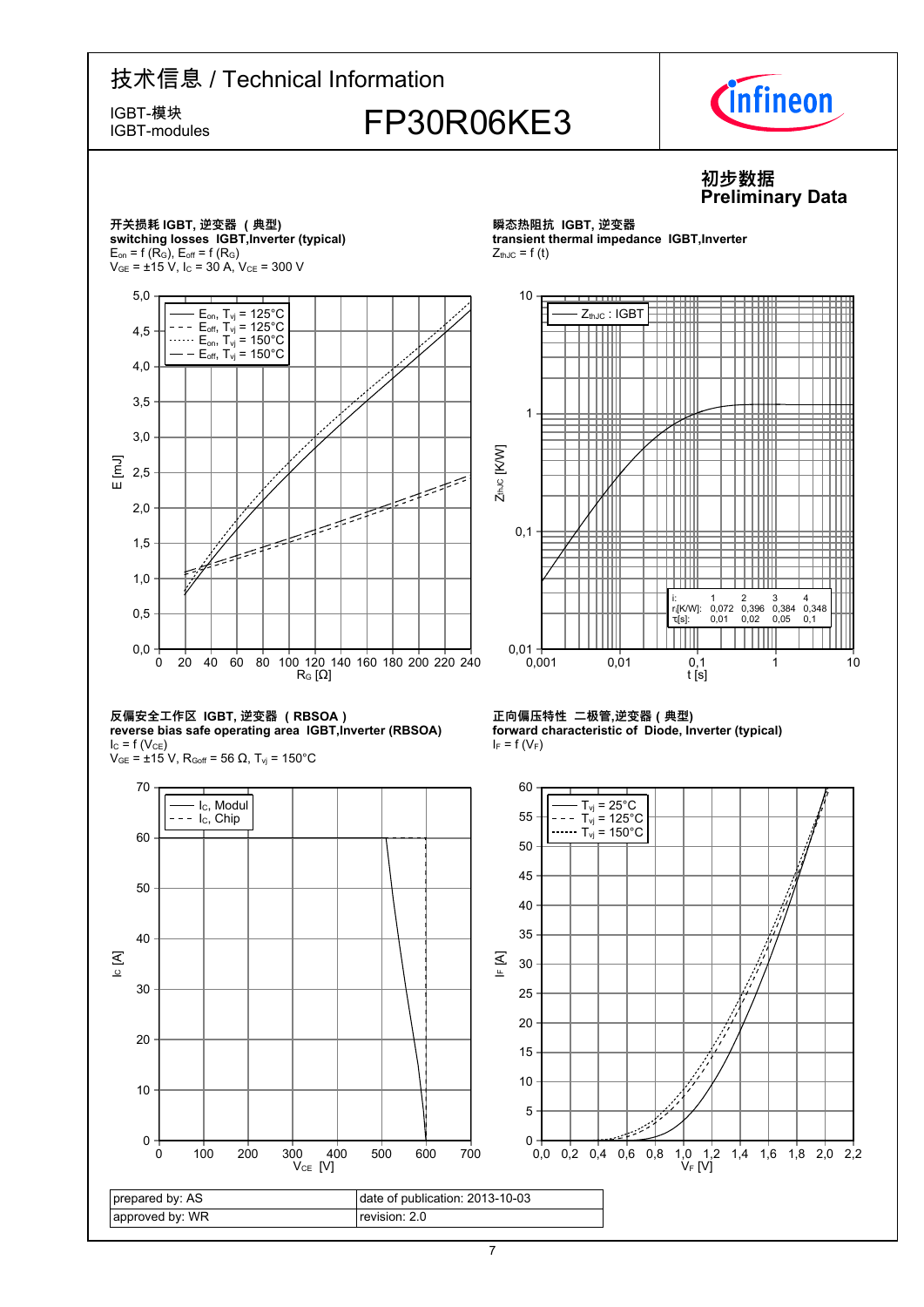# 技术信息 / Technical Information

IGBT-模块
IGBT-modules

## FP30R06KE3

**初步数据**
**Preliminary Data**

### 开关损耗 IGBT, 逆变器 （典型）
**switching losses IGBT,Inverter (typical)**
$E_{on} = f(R_G)$, $E_{off} = f(R_G)$
$V_{GE} = \pm 15$ V, $I_C = 30$ A, $V_{CE} = 300$ V

Legend: $E_{on}$, $T_{vj} = 125°C$; $E_{off}$, $T_{vj} = 125°C$; $E_{on}$, $T_{vj} = 150°C$; $E_{off}$, $T_{vj} = 150°C$

Axes: E [mJ] (0,0 – 5,0); $R_G$ [Ω] (0 – 240)

### 瞬态热阻抗 IGBT, 逆变器
**transient thermal impedance IGBT,Inverter**
$Z_{thJC} = f(t)$

Legend: $Z_{thJC}$ : IGBT

| i: | 1 | 2 | 3 | 4 |
|---|---|---|---|---|
| $r_i$[K/W]: | 0,072 | 0,396 | 0,384 | 0,348 |
| $\tau_i$[s]: | 0,01 | 0,02 | 0,05 | 0,1 |

Axes: $Z_{thJC}$ [K/W] (0,01 – 10); t [s] (0,001 – 10)

### 反偏安全工作区 IGBT, 逆变器 （RBSOA）
**reverse bias safe operating area IGBT,Inverter (RBSOA)**
$I_C = f(V_{CE})$
$V_{GE} = \pm 15$ V, $R_{Goff} = 56$ Ω, $T_{vj} = 150°C$

Legend: $I_C$, Modul; $I_C$, Chip

Axes: $I_C$ [A] (0 – 70); $V_{CE}$ [V] (0 – 700)

### 正向偏压特性 二极管,逆变器（典型）
**forward characteristic of Diode, Inverter (typical)**
$I_F = f(V_F)$

Legend: $T_{vj} = 25°C$; $T_{vj} = 125°C$; $T_{vj} = 150°C$

Axes: $I_F$ [A] (0 – 60); $V_F$ [V] (0,0 – 2,2)

| prepared by: AS | date of publication: 2013-10-03 |
|---|---|
| approved by: WR | revision: 2.0 |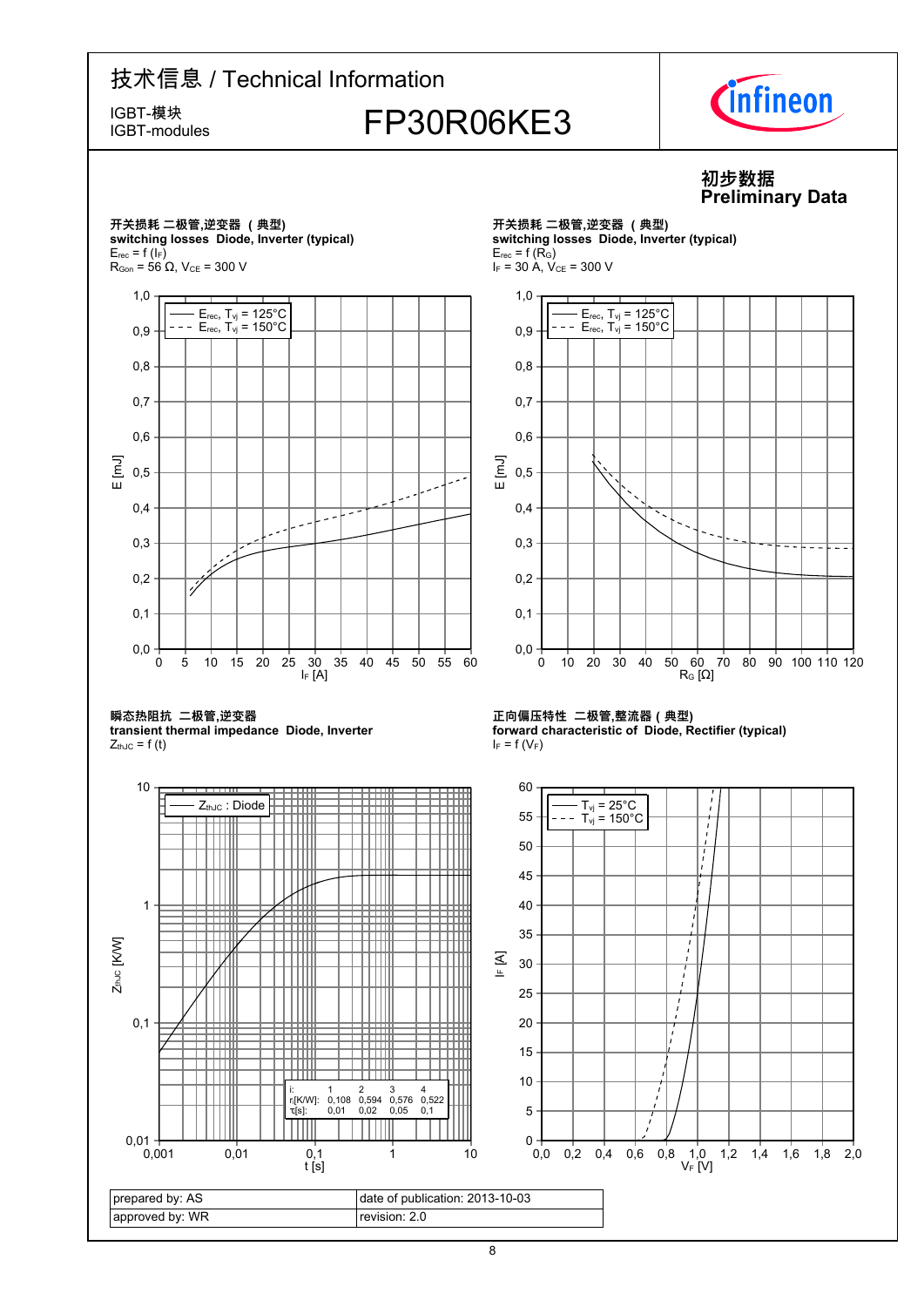# 技术信息 / Technical Information

IGBT-模块
IGBT-modules

## FP30R06KE3

**初步数据**
**Preliminary Data**

### 开关损耗 二极管,逆变器（典型）
**switching losses Diode, Inverter (typical)**

$E_{rec} = f(I_F)$

$R_{Gon} = 56\ \Omega$, $V_{CE} = 300\ V$

— $E_{rec}$, $T_{vj} = 125°C$
- - - $E_{rec}$, $T_{vj} = 150°C$

E [mJ] vs. $I_F$ [A]

### 开关损耗 二极管,逆变器（典型）
**switching losses Diode, Inverter (typical)**

$E_{rec} = f(R_G)$

$I_F = 30\ A$, $V_{CE} = 300\ V$

— $E_{rec}$, $T_{vj} = 125°C$
- - - $E_{rec}$, $T_{vj} = 150°C$

E [mJ] vs. $R_G$ [Ω]

### 瞬态热阻抗 二极管,逆变器
**transient thermal impedance Diode, Inverter**

$Z_{thJC} = f(t)$

— $Z_{thJC}$ : Diode

$Z_{thJC}$ [K/W] vs. t [s]

| i: | 1 | 2 | 3 | 4 |
|---|---|---|---|---|
| $r_i$[K/W]: | 0,108 | 0,594 | 0,576 | 0,522 |
| $\tau_i$[s]: | 0,01 | 0,02 | 0,05 | 0,1 |

### 正向偏压特性 二极管,整流器（典型）
**forward characteristic of Diode, Rectifier (typical)**

$I_F = f(V_F)$

— $T_{vj} = 25°C$
- - - $T_{vj} = 150°C$

$I_F$ [A] vs. $V_F$ [V]

| prepared by: AS | date of publication: 2013-10-03 |
|---|---|
| approved by: WR | revision: 2.0 |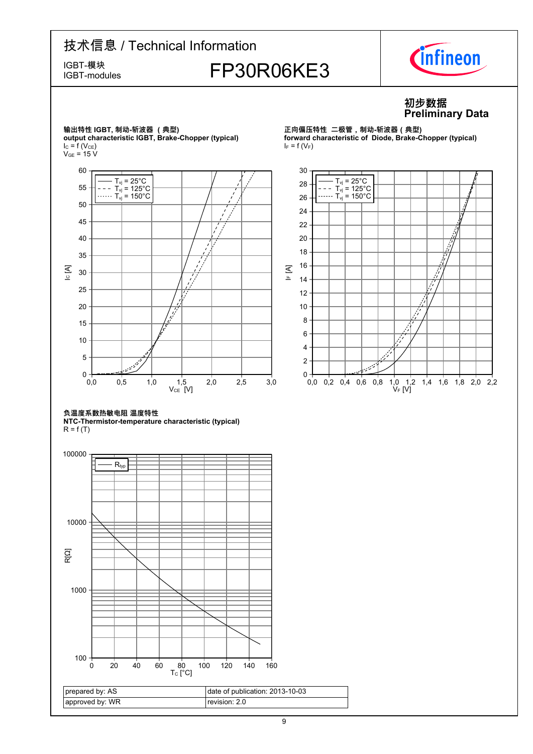# 技术信息 / Technical Information

IGBT-模块
IGBT-modules

**FP30R06KE3**

**初步数据**
**Preliminary Data**

**输出特性 IGBT, 制动-斩波器 （典型)**
**output characteristic IGBT, Brake-Chopper (typical)**
$I_C = f(V_{CE})$
$V_{GE} = 15$ V

**正向偏压特性 二极管，制动-斩波器 ( 典型)**
**forward characteristic of Diode, Brake-Chopper (typical)**
$I_F = f(V_F)$

**负温度系数热敏电阻 温度特性**
**NTC-Thermistor-temperature characteristic (typical)**
R = f (T)

| prepared by: AS | date of publication: 2013-10-03 |
|---|---|
| approved by: WR | revision: 2.0 |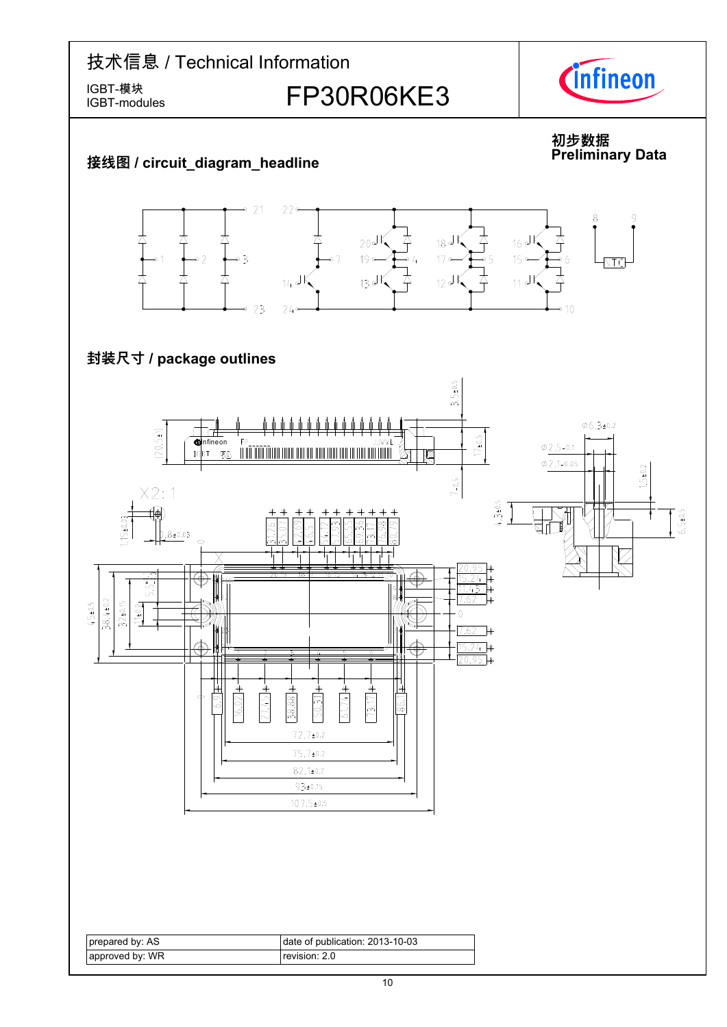# 技术信息 / Technical Information

IGBT-模块
IGBT-modules

**FP30R06KE3**

**初步数据**
**Preliminary Data**

## 接线图 / circuit_diagram_headline

## 封装尺寸 / package outlines

| prepared by: AS | date of publication: 2013-10-03 |
| --- | --- |
| approved by: WR | revision: 2.0 |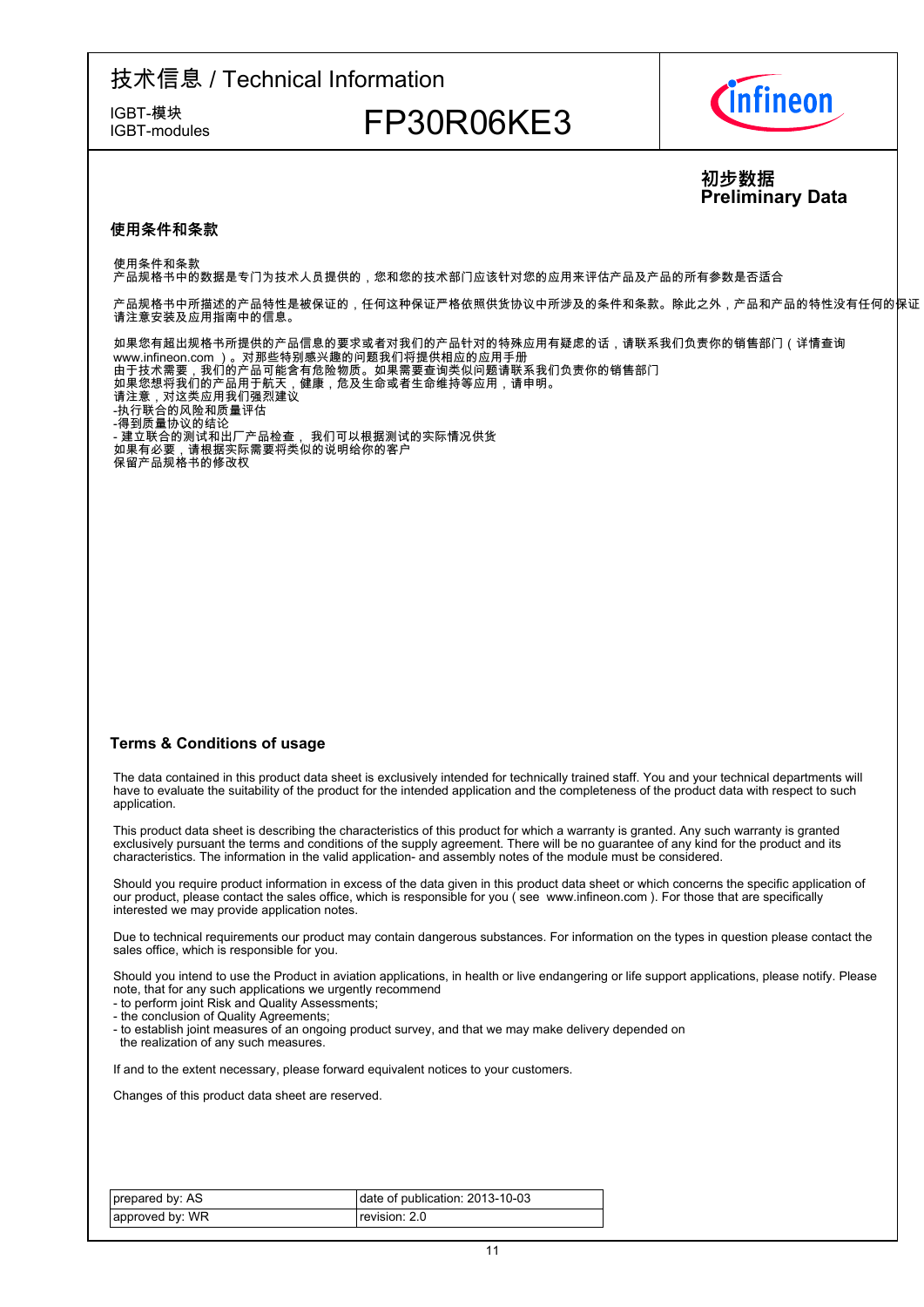# 技术信息 / Technical Information

IGBT-模块
IGBT-modules

# FP30R06KE3

**初步数据**
**Preliminary Data**

## 使用条件和条款

使用条件和条款
产品规格书中的数据是专门为技术人员提供的，您和您的技术部门应该针对您的应用来评估产品及产品的所有参数是否适合

产品规格书中所描述的产品特性是被保证的，任何这种保证严格依照供货协议中所涉及的条件和条款。除此之外，产品和产品的特性没有任何的保证
请注意安装及应用指南中的信息。

如果您有超出规格书所提供的产品信息的要求或者对我们的产品针对的特殊应用有疑虑的话，请联系我们负责你的销售部门（详情查询 www.infineon.com ）。对那些特别感兴趣的问题我们将提供相应的应用手册
由于技术需要，我们的产品可能含有危险物质。如果需要查询类似问题请联系我们负责你的销售部门
如果您想将我们的产品用于航天，健康，危及生命或者生命维持等应用，请申明。
请注意，对这类应用我们强烈建议
-执行联合的风险和质量评估
-得到质量协议的结论
- 建立联合的测试和出厂产品检查， 我们可以根据测试的实际情况供货
如果有必要，请根据实际需要将类似的说明给你的客户
保留产品规格书的修改权

## Terms & Conditions of usage

The data contained in this product data sheet is exclusively intended for technically trained staff. You and your technical departments will have to evaluate the suitability of the product for the intended application and the completeness of the product data with respect to such application.

This product data sheet is describing the characteristics of this product for which a warranty is granted. Any such warranty is granted exclusively pursuant the terms and conditions of the supply agreement. There will be no guarantee of any kind for the product and its characteristics. The information in the valid application- and assembly notes of the module must be considered.

Should you require product information in excess of the data given in this product data sheet or which concerns the specific application of our product, please contact the sales office, which is responsible for you ( see www.infineon.com ). For those that are specifically interested we may provide application notes.

Due to technical requirements our product may contain dangerous substances. For information on the types in question please contact the sales office, which is responsible for you.

Should you intend to use the Product in aviation applications, in health or live endangering or life support applications, please notify. Please note, that for any such applications we urgently recommend

- to perform joint Risk and Quality Assessments;
- the conclusion of Quality Agreements;
- to establish joint measures of an ongoing product survey, and that we may make delivery depended on the realization of any such measures.

If and to the extent necessary, please forward equivalent notices to your customers.

Changes of this product data sheet are reserved.

| | |
|---|---|
| prepared by: AS | date of publication: 2013-10-03 |
| approved by: WR | revision: 2.0 |